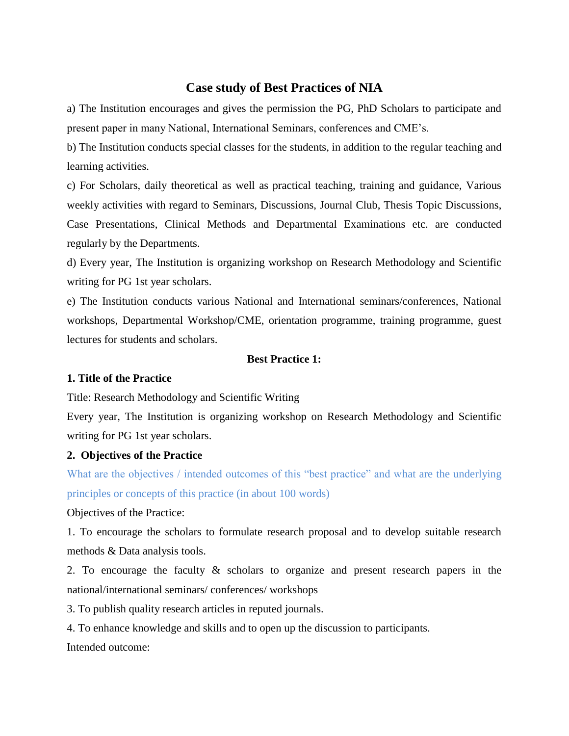# Case study of Best Practices of NIA

a) The Institution encourages and gives the permission the PG, PhD Scholars to participate and present paper in many National, International Seminars, conferences and CME's.

b) The Institution conducts special classes for the students, in addition to the regular teaching and learning activities.

c) For Scholars, daily theoretical as well as practical teaching, training and guidance, Various weekly activities with regard to Seminars, Discussions, Journal Club, Thesis Topic Discussions, Case Presentations, Clinical Methods and Departmental Examinations etc. are conducted regularly by the Departments.

d) Every year, The Institution is organizing workshop on Research Methodology and Scientific writing for PG 1st year scholars.

e) The Institution conducts various National and International seminars/conferences, National workshops, Departmental Workshop/CME, orientation programme, training programme, guest lectures for students and scholars.

## Best Practice 1:

**1. Title of the Practice**

Title: Research Methodology and Scientific Writing

Every year, The Institution is organizing workshop on Research Methodology and Scientific writing for PG 1st year scholars.

**2. Objectives of the Practice**

What are the objectives / intended outcomes of this "best practice" and what are the underlying principles or concepts of this practice (in about 100 words)

Objectives of the Practice:

1. To encourage the scholars to formulate research proposal and to develop suitable research methods & Data analysis tools.
2. To encourage the faculty & scholars to organize and present research papers in the national/international seminars/ conferences/ workshops
3. To publish quality research articles in reputed journals.
4. To enhance knowledge and skills and to open up the discussion to participants.

Intended outcome: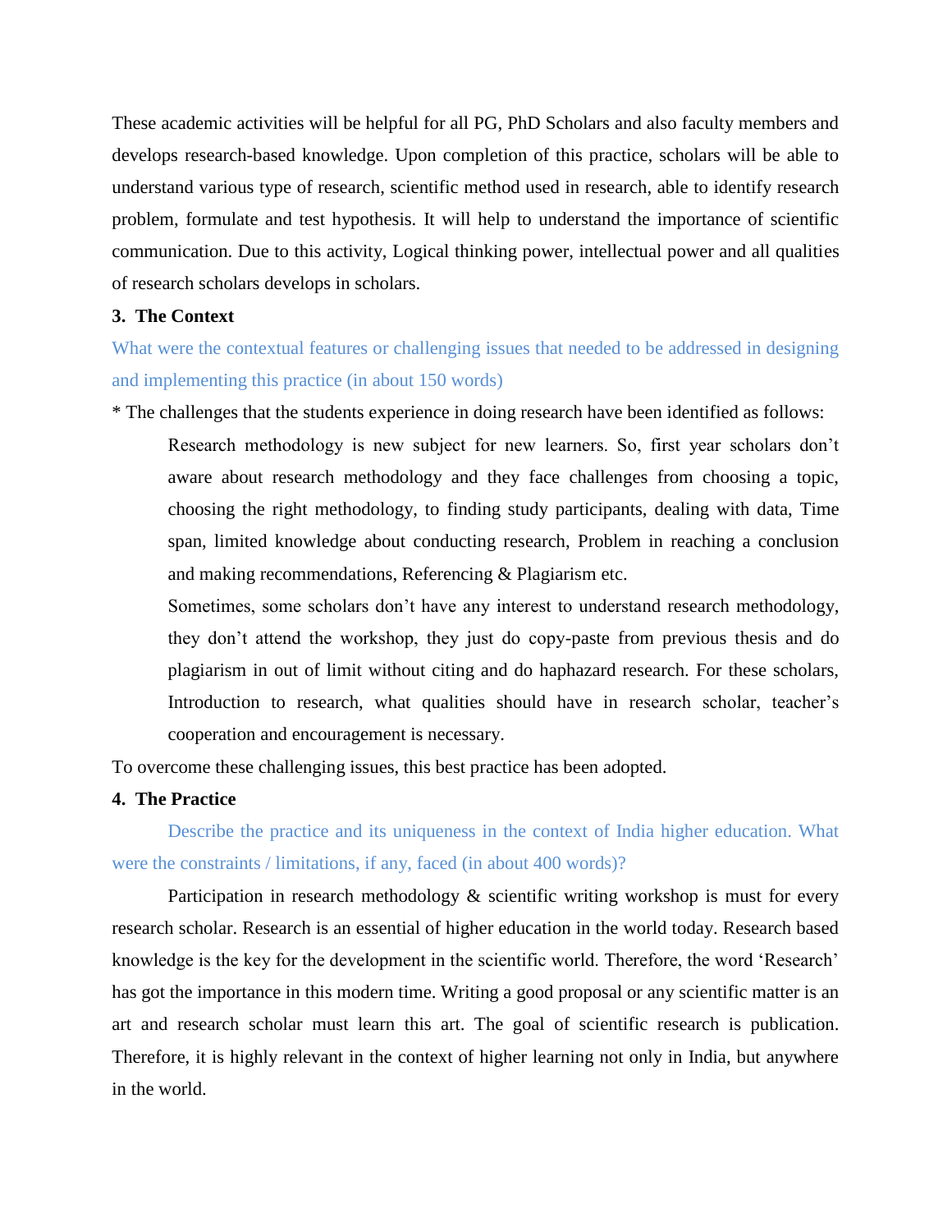These academic activities will be helpful for all PG, PhD Scholars and also faculty members and develops research-based knowledge. Upon completion of this practice, scholars will be able to understand various type of research, scientific method used in research, able to identify research problem, formulate and test hypothesis. It will help to understand the importance of scientific communication. Due to this activity, Logical thinking power, intellectual power and all qualities of research scholars develops in scholars.

### 3. The Context

What were the contextual features or challenging issues that needed to be addressed in designing and implementing this practice (in about 150 words)

* The challenges that the students experience in doing research have been identified as follows:

> Research methodology is new subject for new learners. So, first year scholars don't aware about research methodology and they face challenges from choosing a topic, choosing the right methodology, to finding study participants, dealing with data, Time span, limited knowledge about conducting research, Problem in reaching a conclusion and making recommendations, Referencing & Plagiarism etc.
>
> Sometimes, some scholars don't have any interest to understand research methodology, they don't attend the workshop, they just do copy-paste from previous thesis and do plagiarism in out of limit without citing and do haphazard research. For these scholars, Introduction to research, what qualities should have in research scholar, teacher's cooperation and encouragement is necessary.

To overcome these challenging issues, this best practice has been adopted.

### 4. The Practice

Describe the practice and its uniqueness in the context of India higher education. What were the constraints / limitations, if any, faced (in about 400 words)?

Participation in research methodology & scientific writing workshop is must for every research scholar. Research is an essential of higher education in the world today. Research based knowledge is the key for the development in the scientific world. Therefore, the word 'Research' has got the importance in this modern time. Writing a good proposal or any scientific matter is an art and research scholar must learn this art. The goal of scientific research is publication. Therefore, it is highly relevant in the context of higher learning not only in India, but anywhere in the world.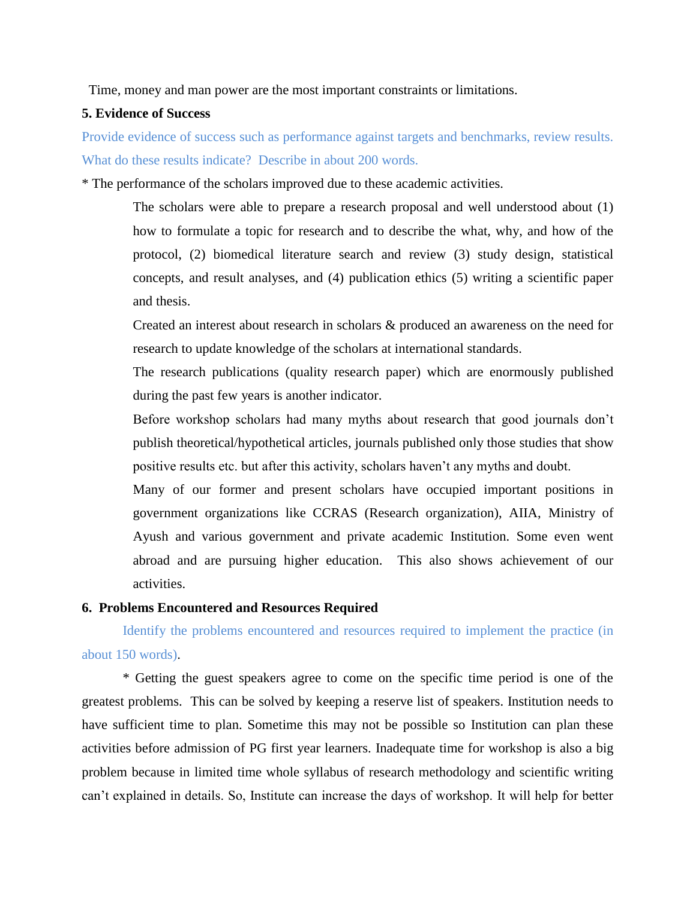Time, money and man power are the most important constraints or limitations.

**5. Evidence of Success**

Provide evidence of success such as performance against targets and benchmarks, review results. What do these results indicate? Describe in about 200 words.

* The performance of the scholars improved due to these academic activities.

The scholars were able to prepare a research proposal and well understood about (1) how to formulate a topic for research and to describe the what, why, and how of the protocol, (2) biomedical literature search and review (3) study design, statistical concepts, and result analyses, and (4) publication ethics (5) writing a scientific paper and thesis.

Created an interest about research in scholars & produced an awareness on the need for research to update knowledge of the scholars at international standards.

The research publications (quality research paper) which are enormously published during the past few years is another indicator.

Before workshop scholars had many myths about research that good journals don't publish theoretical/hypothetical articles, journals published only those studies that show positive results etc. but after this activity, scholars haven't any myths and doubt.

Many of our former and present scholars have occupied important positions in government organizations like CCRAS (Research organization), AIIA, Ministry of Ayush and various government and private academic Institution. Some even went abroad and are pursuing higher education. This also shows achievement of our activities.

**6. Problems Encountered and Resources Required**

Identify the problems encountered and resources required to implement the practice (in about 150 words).

* Getting the guest speakers agree to come on the specific time period is one of the greatest problems. This can be solved by keeping a reserve list of speakers. Institution needs to have sufficient time to plan. Sometime this may not be possible so Institution can plan these activities before admission of PG first year learners. Inadequate time for workshop is also a big problem because in limited time whole syllabus of research methodology and scientific writing can't explained in details. So, Institute can increase the days of workshop. It will help for better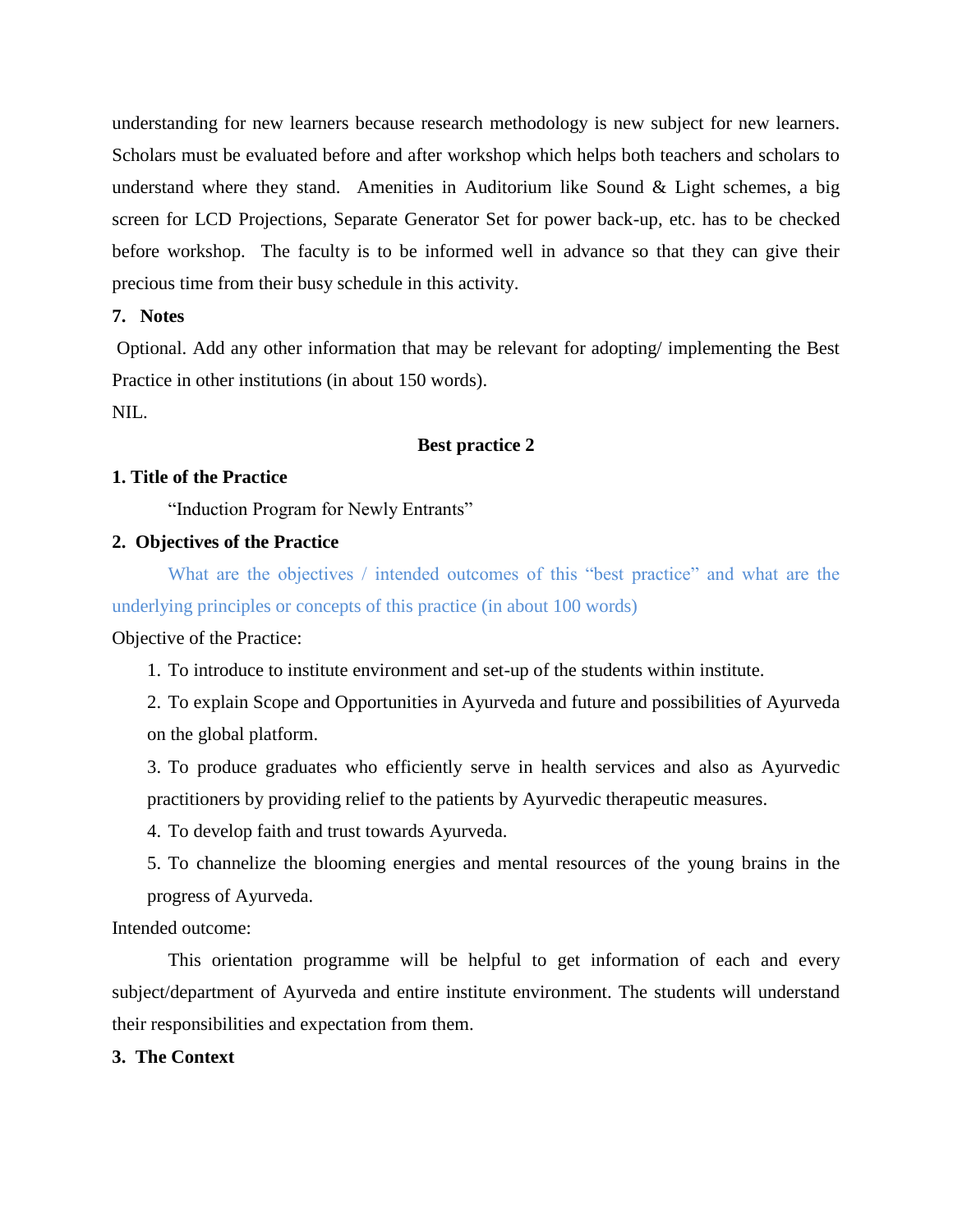understanding for new learners because research methodology is new subject for new learners. Scholars must be evaluated before and after workshop which helps both teachers and scholars to understand where they stand. Amenities in Auditorium like Sound & Light schemes, a big screen for LCD Projections, Separate Generator Set for power back-up, etc. has to be checked before workshop. The faculty is to be informed well in advance so that they can give their precious time from their busy schedule in this activity.

**7. Notes**

Optional. Add any other information that may be relevant for adopting/ implementing the Best Practice in other institutions (in about 150 words).

NIL.

## Best practice 2

**1. Title of the Practice**

"Induction Program for Newly Entrants"

**2. Objectives of the Practice**

What are the objectives / intended outcomes of this "best practice" and what are the underlying principles or concepts of this practice (in about 100 words)

Objective of the Practice:

1. To introduce to institute environment and set-up of the students within institute.
2. To explain Scope and Opportunities in Ayurveda and future and possibilities of Ayurveda on the global platform.
3. To produce graduates who efficiently serve in health services and also as Ayurvedic practitioners by providing relief to the patients by Ayurvedic therapeutic measures.
4. To develop faith and trust towards Ayurveda.
5. To channelize the blooming energies and mental resources of the young brains in the progress of Ayurveda.

Intended outcome:

This orientation programme will be helpful to get information of each and every subject/department of Ayurveda and entire institute environment. The students will understand their responsibilities and expectation from them.

**3. The Context**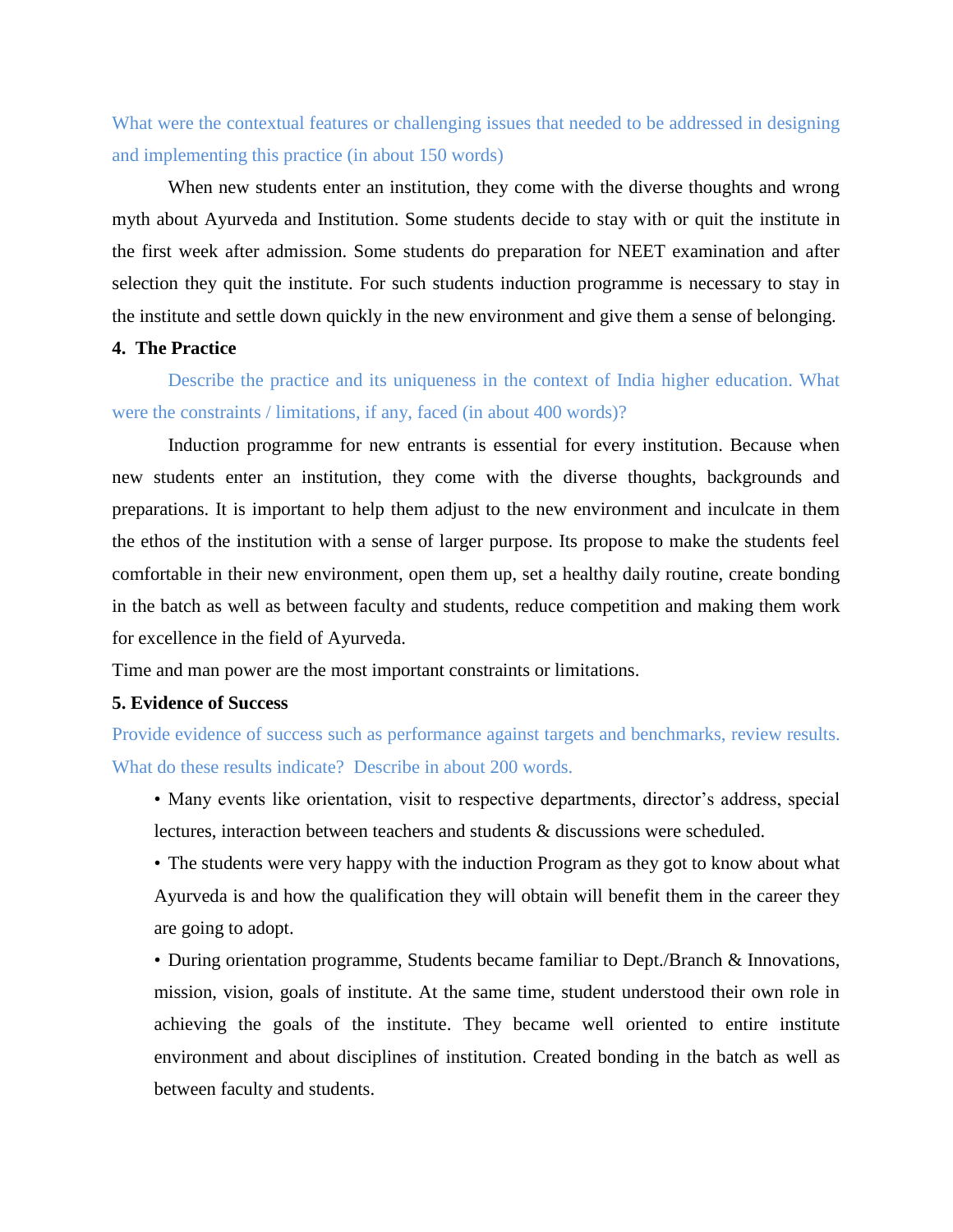What were the contextual features or challenging issues that needed to be addressed in designing and implementing this practice (in about 150 words)

When new students enter an institution, they come with the diverse thoughts and wrong myth about Ayurveda and Institution. Some students decide to stay with or quit the institute in the first week after admission. Some students do preparation for NEET examination and after selection they quit the institute. For such students induction programme is necessary to stay in the institute and settle down quickly in the new environment and give them a sense of belonging.

**4. The Practice**

Describe the practice and its uniqueness in the context of India higher education. What were the constraints / limitations, if any, faced (in about 400 words)?

Induction programme for new entrants is essential for every institution. Because when new students enter an institution, they come with the diverse thoughts, backgrounds and preparations. It is important to help them adjust to the new environment and inculcate in them the ethos of the institution with a sense of larger purpose. Its propose to make the students feel comfortable in their new environment, open them up, set a healthy daily routine, create bonding in the batch as well as between faculty and students, reduce competition and making them work for excellence in the field of Ayurveda.

Time and man power are the most important constraints or limitations.

**5. Evidence of Success**

Provide evidence of success such as performance against targets and benchmarks, review results. What do these results indicate? Describe in about 200 words.

- Many events like orientation, visit to respective departments, director's address, special lectures, interaction between teachers and students & discussions were scheduled.
- The students were very happy with the induction Program as they got to know about what Ayurveda is and how the qualification they will obtain will benefit them in the career they are going to adopt.
- During orientation programme, Students became familiar to Dept./Branch & Innovations, mission, vision, goals of institute. At the same time, student understood their own role in achieving the goals of the institute. They became well oriented to entire institute environment and about disciplines of institution. Created bonding in the batch as well as between faculty and students.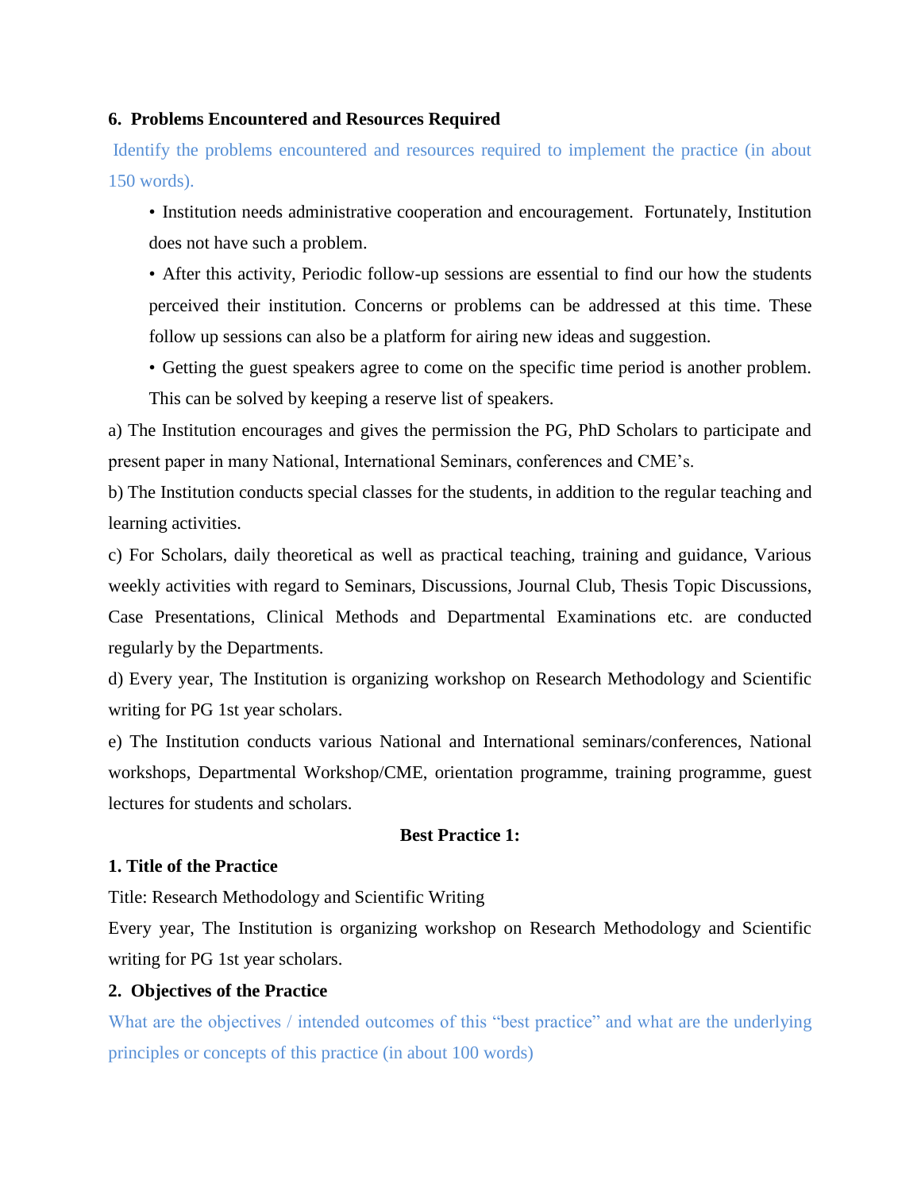**6. Problems Encountered and Resources Required**

Identify the problems encountered and resources required to implement the practice (in about 150 words).

- Institution needs administrative cooperation and encouragement. Fortunately, Institution does not have such a problem.
- After this activity, Periodic follow-up sessions are essential to find our how the students perceived their institution. Concerns or problems can be addressed at this time. These follow up sessions can also be a platform for airing new ideas and suggestion.
- Getting the guest speakers agree to come on the specific time period is another problem. This can be solved by keeping a reserve list of speakers.

a) The Institution encourages and gives the permission the PG, PhD Scholars to participate and present paper in many National, International Seminars, conferences and CME's.

b) The Institution conducts special classes for the students, in addition to the regular teaching and learning activities.

c) For Scholars, daily theoretical as well as practical teaching, training and guidance, Various weekly activities with regard to Seminars, Discussions, Journal Club, Thesis Topic Discussions, Case Presentations, Clinical Methods and Departmental Examinations etc. are conducted regularly by the Departments.

d) Every year, The Institution is organizing workshop on Research Methodology and Scientific writing for PG 1st year scholars.

e) The Institution conducts various National and International seminars/conferences, National workshops, Departmental Workshop/CME, orientation programme, training programme, guest lectures for students and scholars.

**Best Practice 1:**

**1. Title of the Practice**

Title: Research Methodology and Scientific Writing

Every year, The Institution is organizing workshop on Research Methodology and Scientific writing for PG 1st year scholars.

**2. Objectives of the Practice**

What are the objectives / intended outcomes of this "best practice" and what are the underlying principles or concepts of this practice (in about 100 words)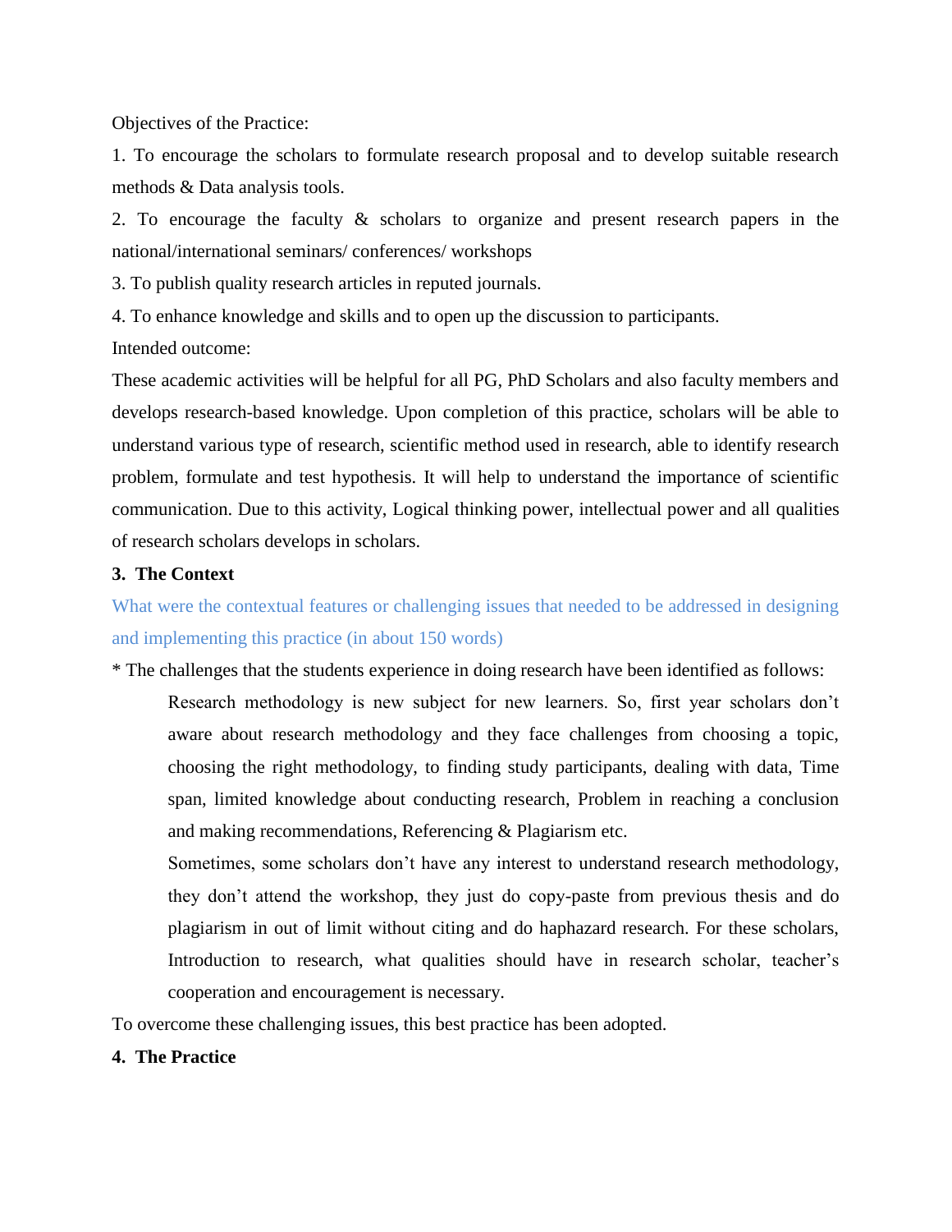Objectives of the Practice:

1. To encourage the scholars to formulate research proposal and to develop suitable research methods & Data analysis tools.
2. To encourage the faculty & scholars to organize and present research papers in the national/international seminars/ conferences/ workshops
3. To publish quality research articles in reputed journals.
4. To enhance knowledge and skills and to open up the discussion to participants.

Intended outcome:

These academic activities will be helpful for all PG, PhD Scholars and also faculty members and develops research-based knowledge. Upon completion of this practice, scholars will be able to understand various type of research, scientific method used in research, able to identify research problem, formulate and test hypothesis. It will help to understand the importance of scientific communication. Due to this activity, Logical thinking power, intellectual power and all qualities of research scholars develops in scholars.

**3. The Context**

What were the contextual features or challenging issues that needed to be addressed in designing and implementing this practice (in about 150 words)

* The challenges that the students experience in doing research have been identified as follows:

> Research methodology is new subject for new learners. So, first year scholars don't aware about research methodology and they face challenges from choosing a topic, choosing the right methodology, to finding study participants, dealing with data, Time span, limited knowledge about conducting research, Problem in reaching a conclusion and making recommendations, Referencing & Plagiarism etc.
>
> Sometimes, some scholars don't have any interest to understand research methodology, they don't attend the workshop, they just do copy-paste from previous thesis and do plagiarism in out of limit without citing and do haphazard research. For these scholars, Introduction to research, what qualities should have in research scholar, teacher's cooperation and encouragement is necessary.

To overcome these challenging issues, this best practice has been adopted.

**4. The Practice**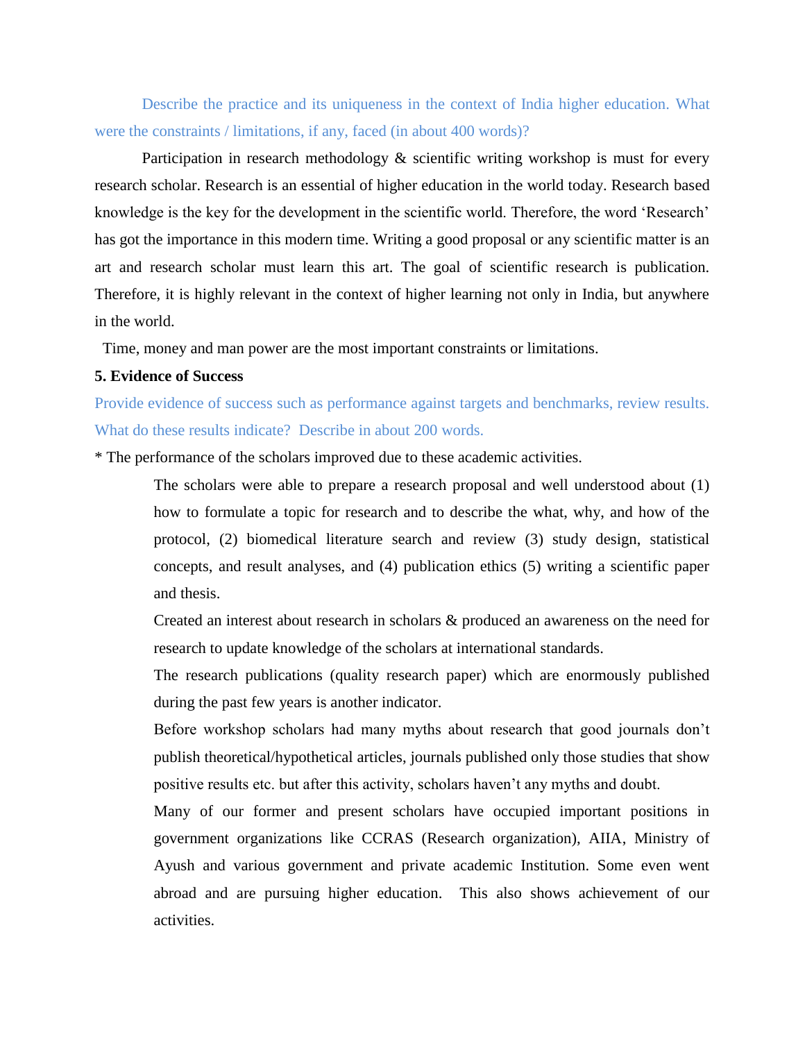Describe the practice and its uniqueness in the context of India higher education. What were the constraints / limitations, if any, faced (in about 400 words)?

Participation in research methodology & scientific writing workshop is must for every research scholar. Research is an essential of higher education in the world today. Research based knowledge is the key for the development in the scientific world. Therefore, the word 'Research' has got the importance in this modern time. Writing a good proposal or any scientific matter is an art and research scholar must learn this art. The goal of scientific research is publication. Therefore, it is highly relevant in the context of higher learning not only in India, but anywhere in the world.

Time, money and man power are the most important constraints or limitations.

**5. Evidence of Success**

Provide evidence of success such as performance against targets and benchmarks, review results. What do these results indicate? Describe in about 200 words.

* The performance of the scholars improved due to these academic activities.

The scholars were able to prepare a research proposal and well understood about (1) how to formulate a topic for research and to describe the what, why, and how of the protocol, (2) biomedical literature search and review (3) study design, statistical concepts, and result analyses, and (4) publication ethics (5) writing a scientific paper and thesis.

Created an interest about research in scholars & produced an awareness on the need for research to update knowledge of the scholars at international standards.

The research publications (quality research paper) which are enormously published during the past few years is another indicator.

Before workshop scholars had many myths about research that good journals don't publish theoretical/hypothetical articles, journals published only those studies that show positive results etc. but after this activity, scholars haven't any myths and doubt.

Many of our former and present scholars have occupied important positions in government organizations like CCRAS (Research organization), AIIA, Ministry of Ayush and various government and private academic Institution. Some even went abroad and are pursuing higher education. This also shows achievement of our activities.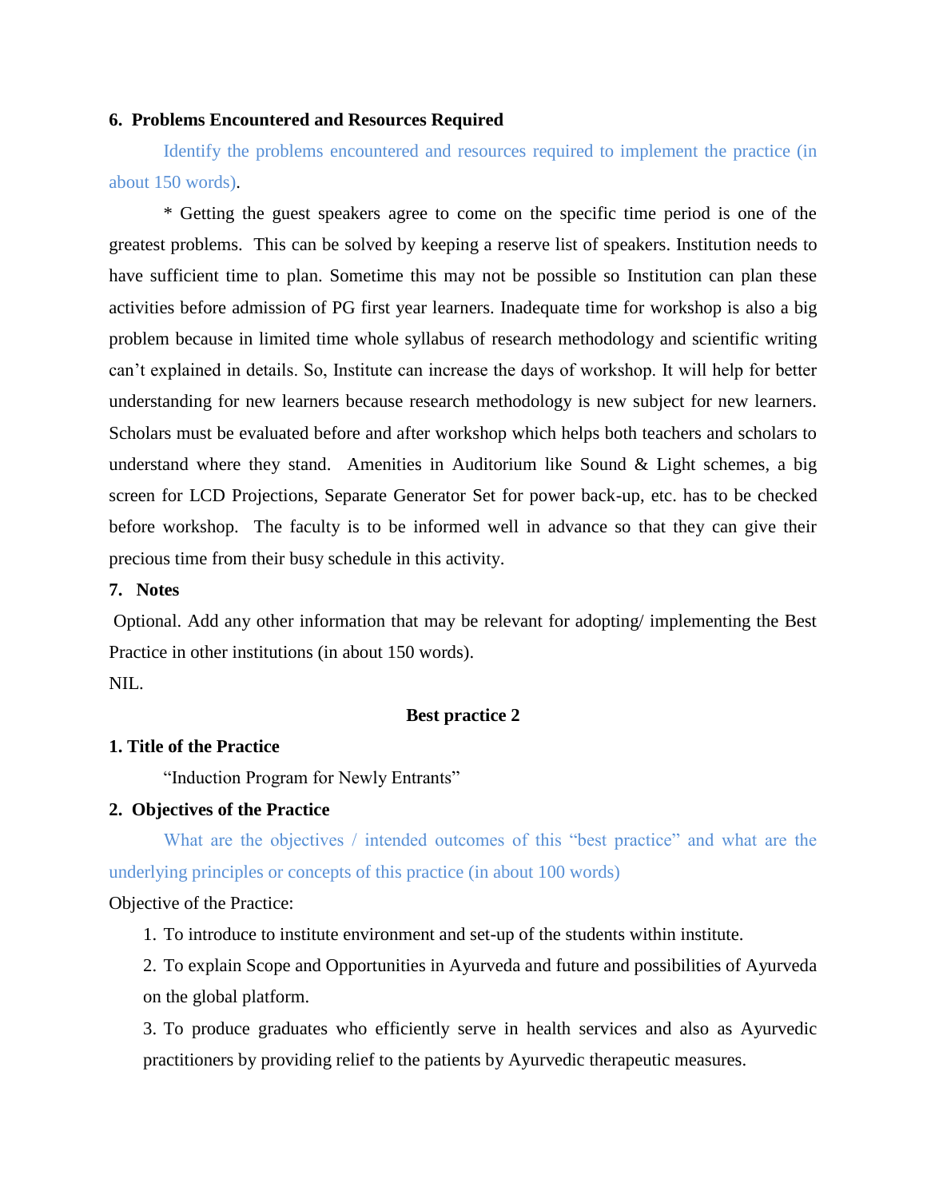**6. Problems Encountered and Resources Required**

Identify the problems encountered and resources required to implement the practice (in about 150 words).

* Getting the guest speakers agree to come on the specific time period is one of the greatest problems. This can be solved by keeping a reserve list of speakers. Institution needs to have sufficient time to plan. Sometime this may not be possible so Institution can plan these activities before admission of PG first year learners. Inadequate time for workshop is also a big problem because in limited time whole syllabus of research methodology and scientific writing can't explained in details. So, Institute can increase the days of workshop. It will help for better understanding for new learners because research methodology is new subject for new learners. Scholars must be evaluated before and after workshop which helps both teachers and scholars to understand where they stand. Amenities in Auditorium like Sound & Light schemes, a big screen for LCD Projections, Separate Generator Set for power back-up, etc. has to be checked before workshop. The faculty is to be informed well in advance so that they can give their precious time from their busy schedule in this activity.

**7. Notes**

Optional. Add any other information that may be relevant for adopting/ implementing the Best Practice in other institutions (in about 150 words).

NIL.

**Best practice 2**

**1. Title of the Practice**

"Induction Program for Newly Entrants"

**2. Objectives of the Practice**

What are the objectives / intended outcomes of this "best practice" and what are the underlying principles or concepts of this practice (in about 100 words)

Objective of the Practice:

1. To introduce to institute environment and set-up of the students within institute.
2. To explain Scope and Opportunities in Ayurveda and future and possibilities of Ayurveda on the global platform.
3. To produce graduates who efficiently serve in health services and also as Ayurvedic practitioners by providing relief to the patients by Ayurvedic therapeutic measures.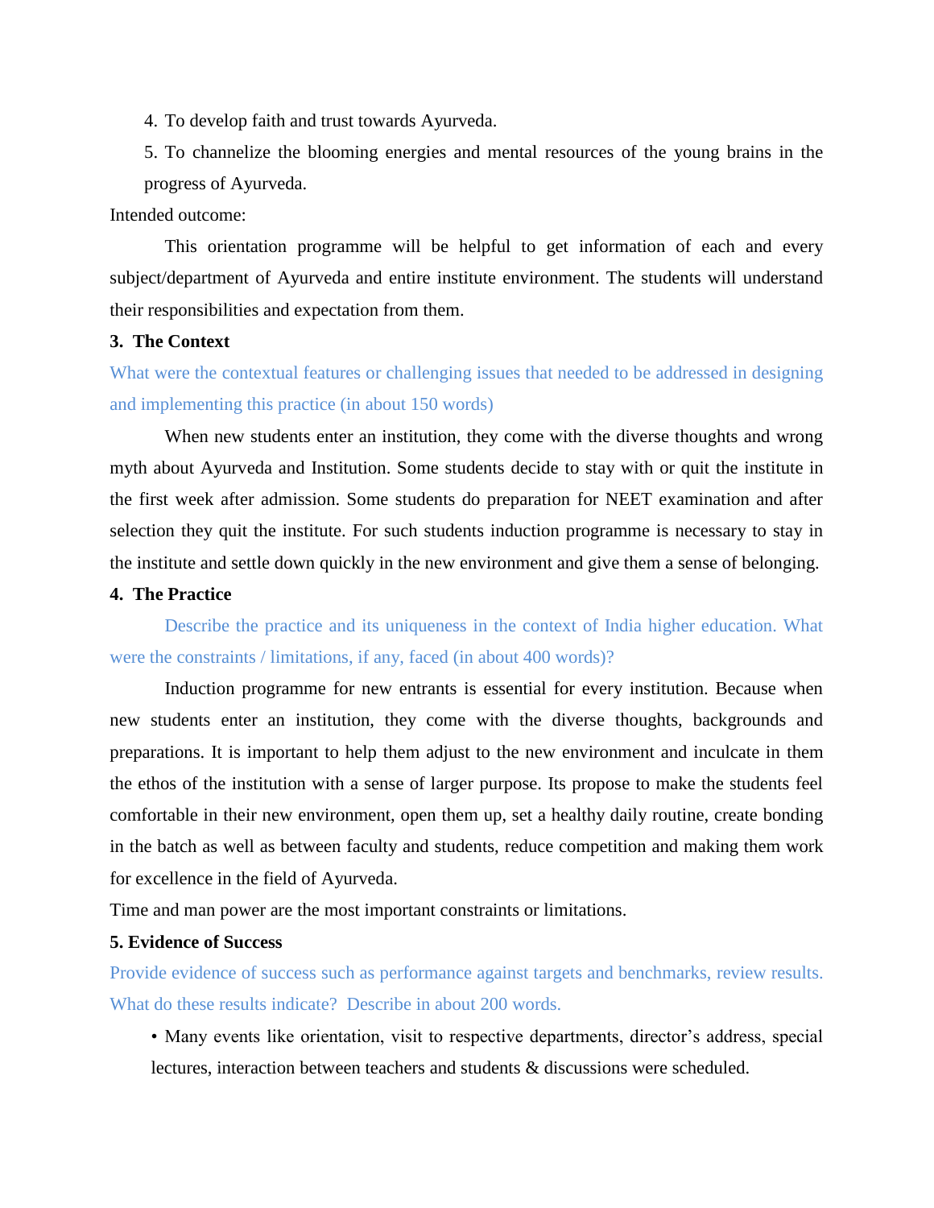4. To develop faith and trust towards Ayurveda.
5. To channelize the blooming energies and mental resources of the young brains in the progress of Ayurveda.

Intended outcome:

This orientation programme will be helpful to get information of each and every subject/department of Ayurveda and entire institute environment. The students will understand their responsibilities and expectation from them.

**3. The Context**

What were the contextual features or challenging issues that needed to be addressed in designing and implementing this practice (in about 150 words)

When new students enter an institution, they come with the diverse thoughts and wrong myth about Ayurveda and Institution. Some students decide to stay with or quit the institute in the first week after admission. Some students do preparation for NEET examination and after selection they quit the institute. For such students induction programme is necessary to stay in the institute and settle down quickly in the new environment and give them a sense of belonging.

**4. The Practice**

Describe the practice and its uniqueness in the context of India higher education. What were the constraints / limitations, if any, faced (in about 400 words)?

Induction programme for new entrants is essential for every institution. Because when new students enter an institution, they come with the diverse thoughts, backgrounds and preparations. It is important to help them adjust to the new environment and inculcate in them the ethos of the institution with a sense of larger purpose. Its propose to make the students feel comfortable in their new environment, open them up, set a healthy daily routine, create bonding in the batch as well as between faculty and students, reduce competition and making them work for excellence in the field of Ayurveda.

Time and man power are the most important constraints or limitations.

**5. Evidence of Success**

Provide evidence of success such as performance against targets and benchmarks, review results. What do these results indicate? Describe in about 200 words.

- Many events like orientation, visit to respective departments, director's address, special lectures, interaction between teachers and students & discussions were scheduled.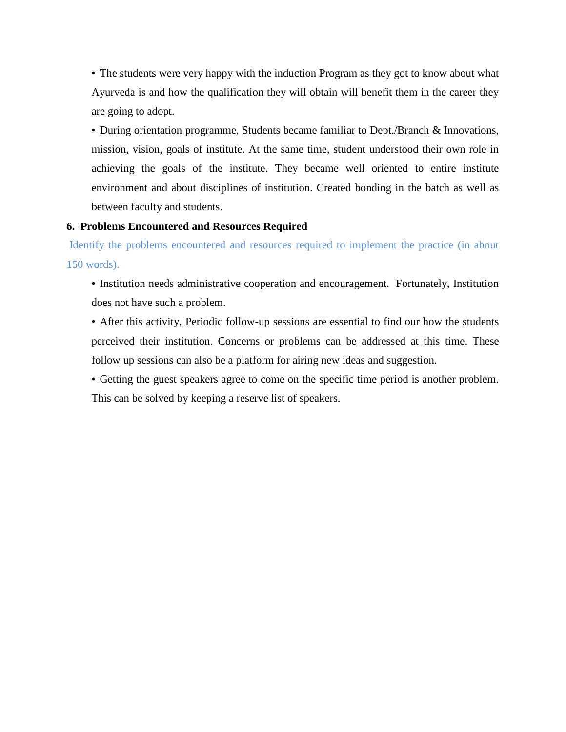- The students were very happy with the induction Program as they got to know about what Ayurveda is and how the qualification they will obtain will benefit them in the career they are going to adopt.
- During orientation programme, Students became familiar to Dept./Branch & Innovations, mission, vision, goals of institute. At the same time, student understood their own role in achieving the goals of the institute. They became well oriented to entire institute environment and about disciplines of institution. Created bonding in the batch as well as between faculty and students.

**6. Problems Encountered and Resources Required**

Identify the problems encountered and resources required to implement the practice (in about 150 words).

- Institution needs administrative cooperation and encouragement. Fortunately, Institution does not have such a problem.
- After this activity, Periodic follow-up sessions are essential to find our how the students perceived their institution. Concerns or problems can be addressed at this time. These follow up sessions can also be a platform for airing new ideas and suggestion.
- Getting the guest speakers agree to come on the specific time period is another problem. This can be solved by keeping a reserve list of speakers.